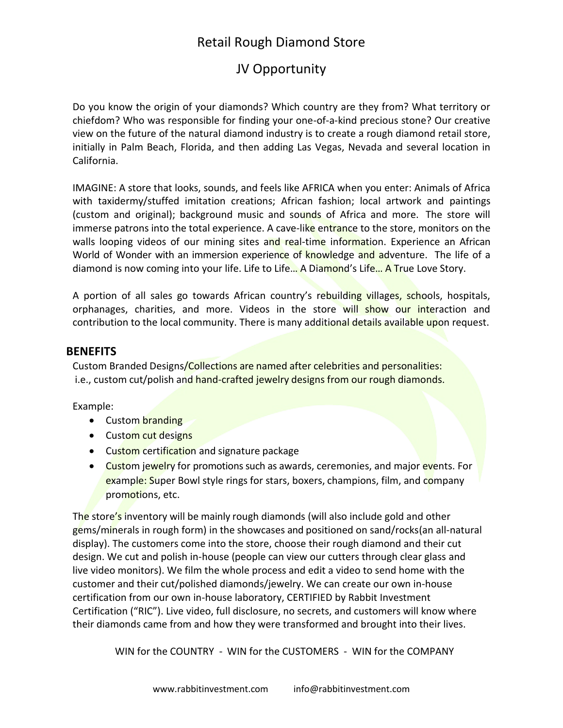# Retail Rough Diamond Store

## JV Opportunity

Do you know the origin of your diamonds? Which country are they from? What territory or chiefdom? Who was responsible for finding your one-of-a-kind precious stone? Our creative view on the future of the natural diamond industry is to create a rough diamond retail store, initially in Palm Beach, Florida, and then adding Las Vegas, Nevada and several location in California.

IMAGINE: A store that looks, sounds, and feels like AFRICA when you enter: Animals of Africa with taxidermy/stuffed imitation creations; African fashion; local artwork and paintings (custom and original); background music and sounds of Africa and more. The store will immerse patrons into the total experience. A cave-like entrance to the store, monitors on the walls looping videos of our mining sites and real-time information. Experience an African World of Wonder with an immersion experience of knowledge and adventure. The life of a diamond is now coming into your life. Life to Life… A Diamond's Life… A True Love Story.

A portion of all sales go towards African country's rebuilding villages, schools, hospitals, orphanages, charities, and more. Videos in the store will show our interaction and contribution to the local community. There is many additional details available upon request.

### BENEFITS

Custom Branded Designs/Collections are named after celebrities and personalities:
i.e., custom cut/polish and hand-crafted jewelry designs from our rough diamonds.

Example:

- Custom branding
- Custom cut designs
- Custom certification and signature package
- Custom jewelry for promotions such as awards, ceremonies, and major events. For example: Super Bowl style rings for stars, boxers, champions, film, and company promotions, etc.

The store's inventory will be mainly rough diamonds (will also include gold and other gems/minerals in rough form) in the showcases and positioned on sand/rocks(an all-natural display). The customers come into the store, choose their rough diamond and their cut design. We cut and polish in-house (people can view our cutters through clear glass and live video monitors). We film the whole process and edit a video to send home with the customer and their cut/polished diamonds/jewelry. We can create our own in-house certification from our own in-house laboratory, CERTIFIED by Rabbit Investment Certification ("RIC"). Live video, full disclosure, no secrets, and customers will know where their diamonds came from and how they were transformed and brought into their lives.

WIN for the COUNTRY - WIN for the CUSTOMERS - WIN for the COMPANY

www.rabbitinvestment.com info@rabbitinvestment.com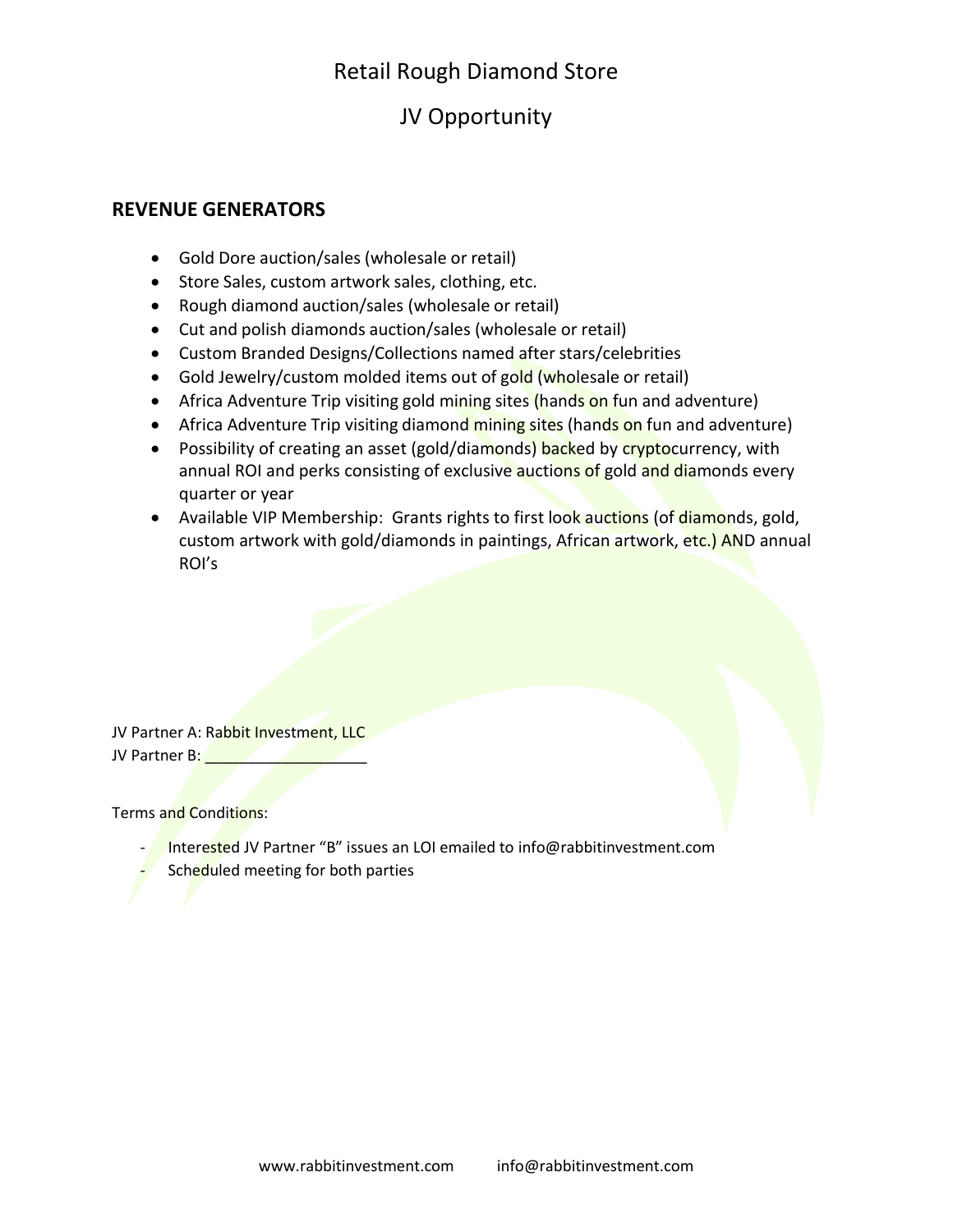# Retail Rough Diamond Store

# JV Opportunity

## REVENUE GENERATORS

- Gold Dore auction/sales (wholesale or retail)
- Store Sales, custom artwork sales, clothing, etc.
- Rough diamond auction/sales (wholesale or retail)
- Cut and polish diamonds auction/sales (wholesale or retail)
- Custom Branded Designs/Collections named after stars/celebrities
- Gold Jewelry/custom molded items out of gold (wholesale or retail)
- Africa Adventure Trip visiting gold mining sites (hands on fun and adventure)
- Africa Adventure Trip visiting diamond mining sites (hands on fun and adventure)
- Possibility of creating an asset (gold/diamonds) backed by cryptocurrency, with annual ROI and perks consisting of exclusive auctions of gold and diamonds every quarter or year
- Available VIP Membership: Grants rights to first look auctions (of diamonds, gold, custom artwork with gold/diamonds in paintings, African artwork, etc.) AND annual ROI's

JV Partner A: Rabbit Investment, LLC
JV Partner B: ___________________

Terms and Conditions:

- Interested JV Partner "B" issues an LOI emailed to info@rabbitinvestment.com
- Scheduled meeting for both parties

www.rabbitinvestment.com info@rabbitinvestment.com